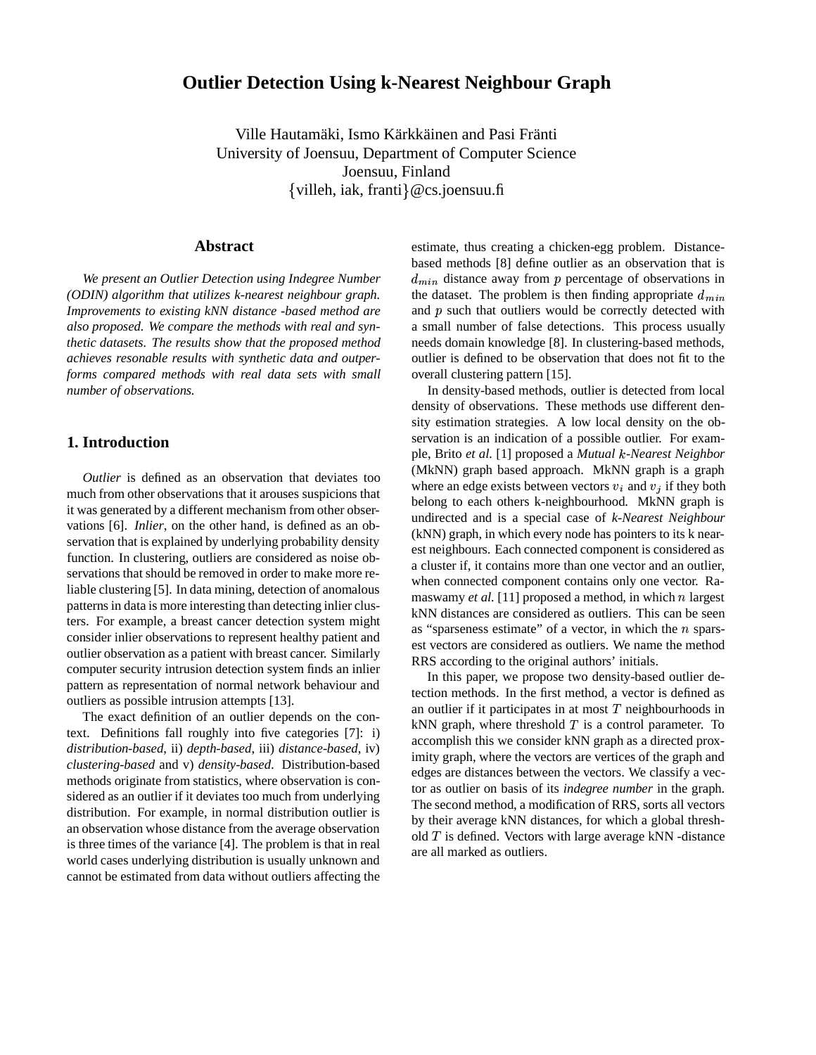# Outlier Detection Using k-Nearest Neighbour Graph

Ville Hautamäki, Ismo Kärkkäinen and Pasi Fränti
University of Joensuu, Department of Computer Science
Joensuu, Finland
{villeh, iak, franti}@cs.joensuu.fi

## Abstract

*We present an Outlier Detection using Indegree Number (ODIN) algorithm that utilizes k-nearest neighbour graph. Improvements to existing kNN distance -based method are also proposed. We compare the methods with real and synthetic datasets. The results show that the proposed method achieves resonable results with synthetic data and outperforms compared methods with real data sets with small number of observations.*

## 1. Introduction

*Outlier* is defined as an observation that deviates too much from other observations that it arouses suspicions that it was generated by a different mechanism from other observations [6]. *Inlier*, on the other hand, is defined as an observation that is explained by underlying probability density function. In clustering, outliers are considered as noise observations that should be removed in order to make more reliable clustering [5]. In data mining, detection of anomalous patterns in data is more interesting than detecting inlier clusters. For example, a breast cancer detection system might consider inlier observations to represent healthy patient and outlier observation as a patient with breast cancer. Similarly computer security intrusion detection system finds an inlier pattern as representation of normal network behaviour and outliers as possible intrusion attempts [13].

The exact definition of an outlier depends on the context. Definitions fall roughly into five categories [7]: i) *distribution-based*, ii) *depth-based*, iii) *distance-based*, iv) *clustering-based* and v) *density-based*. Distribution-based methods originate from statistics, where observation is considered as an outlier if it deviates too much from underlying distribution. For example, in normal distribution outlier is an observation whose distance from the average observation is three times of the variance [4]. The problem is that in real world cases underlying distribution is usually unknown and cannot be estimated from data without outliers affecting the estimate, thus creating a chicken-egg problem. Distance-based methods [8] define outlier as an observation that is $d_{min}$ distance away from $p$ percentage of observations in the dataset. The problem is then finding appropriate $d_{min}$ and $p$ such that outliers would be correctly detected with a small number of false detections. This process usually needs domain knowledge [8]. In clustering-based methods, outlier is defined to be observation that does not fit to the overall clustering pattern [15].

In density-based methods, outlier is detected from local density of observations. These methods use different density estimation strategies. A low local density on the observation is an indication of a possible outlier. For example, Brito *et al.* [1] proposed a *Mutual $k$-Nearest Neighbor* (MkNN) graph based approach. MkNN graph is a graph where an edge exists between vectors $v_i$ and $v_j$ if they both belong to each others k-neighbourhood. MkNN graph is undirected and is a special case of *k-Nearest Neighbour* (kNN) graph, in which every node has pointers to its k nearest neighbours. Each connected component is considered as a cluster if, it contains more than one vector and an outlier, when connected component contains only one vector. Ramaswamy *et al.* [11] proposed a method, in which $n$ largest kNN distances are considered as outliers. This can be seen as "sparseness estimate" of a vector, in which the $n$ sparsest vectors are considered as outliers. We name the method RRS according to the original authors' initials.

In this paper, we propose two density-based outlier detection methods. In the first method, a vector is defined as an outlier if it participates in at most $T$ neighbourhoods in kNN graph, where threshold $T$ is a control parameter. To accomplish this we consider kNN graph as a directed proximity graph, where the vectors are vertices of the graph and edges are distances between the vectors. We classify a vector as outlier on basis of its *indegree number* in the graph. The second method, a modification of RRS, sorts all vectors by their average kNN distances, for which a global threshold $T$ is defined. Vectors with large average kNN -distance are all marked as outliers.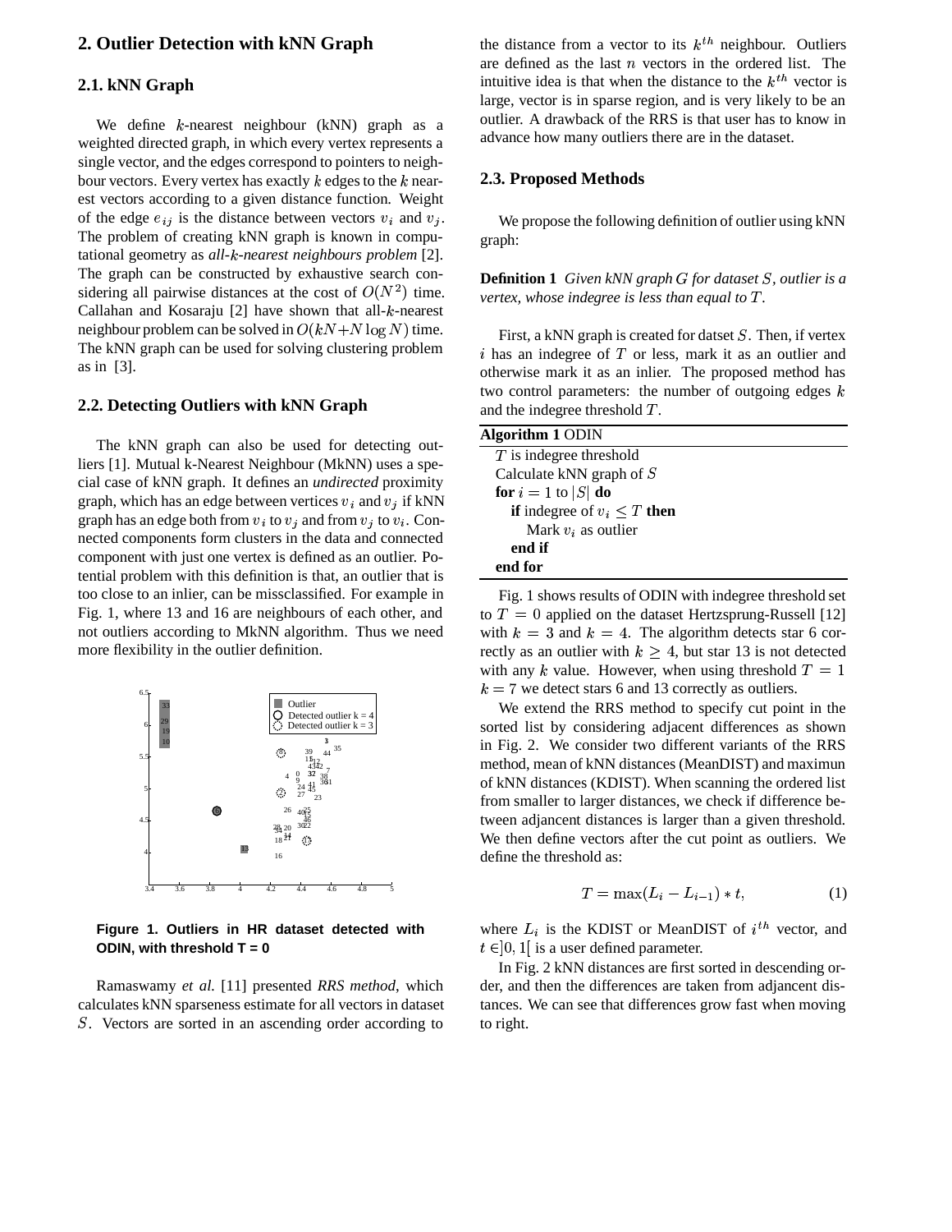## 2. Outlier Detection with kNN Graph

### 2.1. kNN Graph

We define $k$-nearest neighbour (kNN) graph as a weighted directed graph, in which every vertex represents a single vector, and the edges correspond to pointers to neighbour vectors. Every vertex has exactly $k$ edges to the $k$ nearest vectors according to a given distance function. Weight of the edge $e_{ij}$ is the distance between vectors $v_i$ and $v_j$. The problem of creating kNN graph is known in computational geometry as *all-k-nearest neighbours problem* [2]. The graph can be constructed by exhaustive search considering all pairwise distances at the cost of $O(N^2)$ time. Callahan and Kosaraju [2] have shown that all-$k$-nearest neighbour problem can be solved in $O(kN+N\log N)$ time. The kNN graph can be used for solving clustering problem as in [3].

### 2.2. Detecting Outliers with kNN Graph

The kNN graph can also be used for detecting outliers [1]. Mutual k-Nearest Neighbour (MkNN) uses a special case of kNN graph. It defines an *undirected* proximity graph, which has an edge between vertices $v_i$ and $v_j$ if kNN graph has an edge both from $v_i$ to $v_j$ and from $v_j$ to $v_i$. Connected components form clusters in the data and connected component with just one vertex is defined as an outlier. Potential problem with this definition is, that, an outlier that is too close to an inlier, can be missclassified. For example in Fig. 1, where 13 and 16 are neighbours of each other, and not outliers according to MkNN algorithm. Thus we need more flexibility in the outlier definition.

**Figure 1. Outliers in HR dataset detected with ODIN, with threshold T = 0**

Ramaswamy *et al.* [11] presented *RRS method*, which calculates kNN sparseness estimate for all vectors in dataset $S$. Vectors are sorted in an ascending order according to the distance from a vector to its $k^{th}$ neighbour. Outliers are defined as the last $n$ vectors in the ordered list. The intuitive idea is that when the distance to the $k^{th}$ vector is large, vector is in sparse region, and is very likely to be an outlier. A drawback of the RRS is that user has to know in advance how many outliers there are in the dataset.

### 2.3. Proposed Methods

We propose the following definition of outlier using kNN graph:

**Definition 1** *Given kNN graph $G$ for dataset $S$, outlier is a vertex, whose indegree is less than equal to $T$.*

First, a kNN graph is created for datset $S$. Then, if vertex $i$ has an indegree of $T$ or less, mark it as an outlier and otherwise mark it as an inlier. The proposed method has two control parameters: the number of outgoing edges $k$ and the indegree threshold $T$.

```
Algorithm 1 ODIN
  T is indegree threshold
  Calculate kNN graph of S
  for i = 1 to |S| do
    if indegree of v_i ≤ T then
      Mark v_i as outlier
    end if
  end for
```

Fig. 1 shows results of ODIN with indegree threshold set to $T = 0$ applied on the dataset Hertzsprung-Russell [12] with $k = 3$ and $k = 4$. The algorithm detects star 6 correctly as an outlier with $k \geq 4$, but star 13 is not detected with any $k$ value. However, when using threshold $T = 1$ $k = 7$ we detect stars 6 and 13 correctly as outliers.

We extend the RRS method to specify cut point in the sorted list by considering adjacent differences as shown in Fig. 2. We consider two different variants of the RRS method, mean of kNN distances (MeanDIST) and maximun of kNN distances (KDIST). When scanning the ordered list from smaller to larger distances, we check if difference between adjancent distances is larger than a given threshold. We then define vectors after the cut point as outliers. We define the threshold as:

$$T = \max(L_i - L_{i-1}) * t, \tag{1}$$

where $L_i$ is the KDIST or MeanDIST of $i^{th}$ vector, and $t \in ]0, 1[$ is a user defined parameter.

In Fig. 2 kNN distances are first sorted in descending order, and then the differences are taken from adjacent distances. We can see that differences grow fast when moving to right.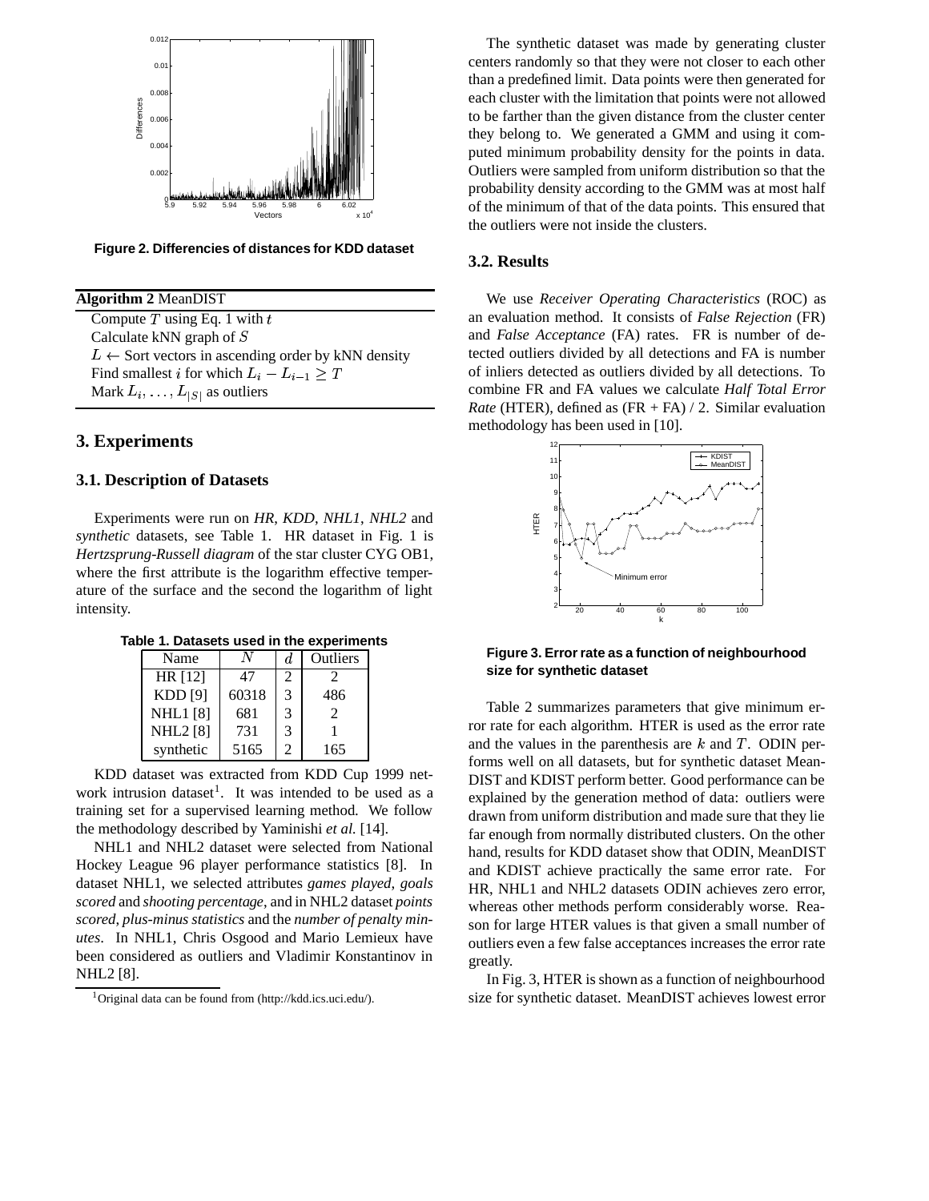Figure 2. Differencies of distances for KDD dataset

**Algorithm 2** MeanDIST

Compute $T$ using Eq. 1 with $t$
Calculate kNN graph of $S$
$L \leftarrow$ Sort vectors in ascending order by kNN density
Find smallest $i$ for which $L_i - L_{i-1} \geq T$
Mark $L_i, \ldots, L_{|S|}$ as outliers

## 3. Experiments

### 3.1. Description of Datasets

Experiments were run on *HR*, *KDD*, *NHL1*, *NHL2* and *synthetic* datasets, see Table 1. HR dataset in Fig. 1 is *Hertzsprung-Russell diagram* of the star cluster CYG OB1, where the first attribute is the logarithm effective temperature of the surface and the second the logarithm of light intensity.

**Table 1. Datasets used in the experiments**

| Name | $N$ | $d$ | Outliers |
|---|---|---|---|
| HR [12] | 47 | 2 | 2 |
| KDD [9] | 60318 | 3 | 486 |
| NHL1 [8] | 681 | 3 | 2 |
| NHL2 [8] | 731 | 3 | 1 |
| synthetic | 5165 | 2 | 165 |

KDD dataset was extracted from KDD Cup 1999 network intrusion dataset[1]. It was intended to be used as a training set for a supervised learning method. We follow the methodology described by Yaminishi *et al.* [14].

NHL1 and NHL2 dataset were selected from National Hockey League 96 player performance statistics [8]. In dataset NHL1, we selected attributes *games played*, *goals scored* and *shooting percentage*, and in NHL2 dataset *points scored*, *plus-minus statistics* and the *number of penalty minutes*. In NHL1, Chris Osgood and Mario Lemieux have been considered as outliers and Vladimir Konstantinov in NHL2 [8].

[1] Original data can be found from (http://kdd.ics.uci.edu/).

The synthetic dataset was made by generating cluster centers randomly so that they were not closer to each other than a predefined limit. Data points were then generated for each cluster with the limitation that points were not allowed to be farther than the given distance from the cluster center they belong to. We generated a GMM and using it computed minimum probability density for the points in data. Outliers were sampled from uniform distribution so that the probability density according to the GMM was at most half of the minimum of that of the data points. This ensured that the outliers were not inside the clusters.

### 3.2. Results

We use *Receiver Operating Characteristics* (ROC) as an evaluation method. It consists of *False Rejection* (FR) and *False Acceptance* (FA) rates. FR is number of detected outliers divided by all detections and FA is number of inliers detected as outliers divided by all detections. To combine FR and FA values we calculate *Half Total Error Rate* (HTER), defined as (FR + FA) / 2. Similar evaluation methodology has been used in [10].

Figure 3. Error rate as a function of neighbourhood size for synthetic dataset

Table 2 summarizes parameters that give minimum error rate for each algorithm. HTER is used as the error rate and the values in the parenthesis are $k$ and $T$. ODIN performs well on all datasets, but for synthetic dataset MeanDIST and KDIST perform better. Good performance can be explained by the generation method of data: outliers were drawn from uniform distribution and made sure that they lie far enough from normally distributed clusters. On the other hand, results for KDD dataset show that ODIN, MeanDIST and KDIST achieve practically the same error rate. For HR, NHL1 and NHL2 datasets ODIN achieves zero error, whereas other methods perform considerably worse. Reason for large HTER values is that given a small number of outliers even a few false acceptances increases the error rate greatly.

In Fig. 3, HTER is shown as a function of neighbourhood size for synthetic dataset. MeanDIST achieves lowest error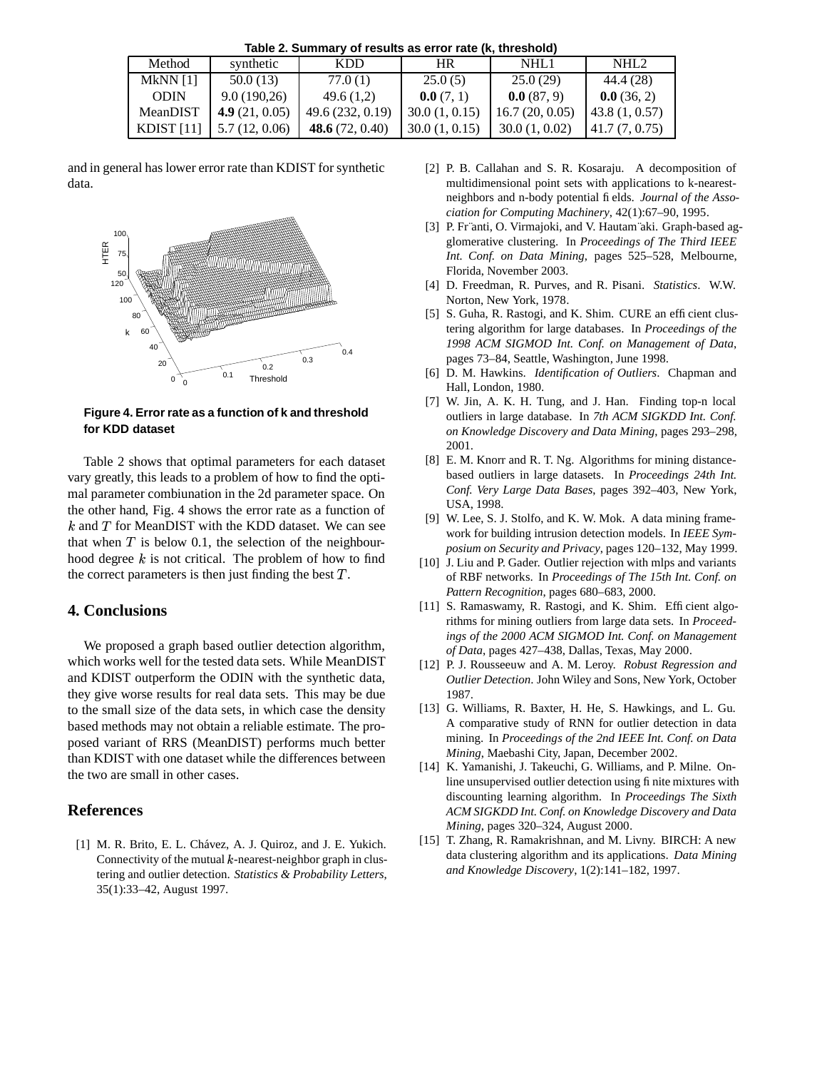**Table 2. Summary of results as error rate (k, threshold)**

| Method | synthetic | KDD | HR | NHL1 | NHL2 |
|---|---|---|---|---|---|
| MkNN [1] | 50.0 (13) | 77.0 (1) | 25.0 (5) | 25.0 (29) | 44.4 (28) |
| ODIN | 9.0 (190,26) | 49.6 (1,2) | **0.0** (7, 1) | **0.0** (87, 9) | **0.0** (36, 2) |
| MeanDIST | **4.9** (21, 0.05) | 49.6 (232, 0.19) | 30.0 (1, 0.15) | 16.7 (20, 0.05) | 43.8 (1, 0.57) |
| KDIST [11] | 5.7 (12, 0.06) | **48.6** (72, 0.40) | 30.0 (1, 0.15) | 30.0 (1, 0.02) | 41.7 (7, 0.75) |

and in general has lower error rate than KDIST for synthetic data.

HTER
100
75
50
k
120
100
80
60
40
20
0
Threshold
0
0.1
0.2
0.3
0.4

**Figure 4. Error rate as a function of k and threshold for KDD dataset**

Table 2 shows that optimal parameters for each dataset vary greatly, this leads to a problem of how to find the optimal parameter combiunation in the 2d parameter space. On the other hand, Fig. 4 shows the error rate as a function of $k$ and $T$ for MeanDIST with the KDD dataset. We can see that when $T$ is below 0.1, the selection of the neighbourhood degree $k$ is not critical. The problem of how to find the correct parameters is then just finding the best $T$.

## 4. Conclusions

We proposed a graph based outlier detection algorithm, which works well for the tested data sets. While MeanDIST and KDIST outperform the ODIN with the synthetic data, they give worse results for real data sets. This may be due to the small size of the data sets, in which case the density based methods may not obtain a reliable estimate. The proposed variant of RRS (MeanDIST) performs much better than KDIST with one dataset while the differences between the two are small in other cases.

## References

[1] M. R. Brito, E. L. Chávez, A. J. Quiroz, and J. E. Yukich. Connectivity of the mutual $k$-nearest-neighbor graph in clustering and outlier detection. *Statistics & Probability Letters*, 35(1):33–42, August 1997.

[2] P. B. Callahan and S. R. Kosaraju. A decomposition of multidimensional point sets with applications to k-nearest-neighbors and n-body potential fields. *Journal of the Association for Computing Machinery*, 42(1):67–90, 1995.

[3] P. Fränti, O. Virmajoki, and V. Hautamäki. Graph-based agglomerative clustering. In *Proceedings of The Third IEEE Int. Conf. on Data Mining*, pages 525–528, Melbourne, Florida, November 2003.

[4] D. Freedman, R. Purves, and R. Pisani. *Statistics*. W.W. Norton, New York, 1978.

[5] S. Guha, R. Rastogi, and K. Shim. CURE an efficient clustering algorithm for large databases. In *Proceedings of the 1998 ACM SIGMOD Int. Conf. on Management of Data*, pages 73–84, Seattle, Washington, June 1998.

[6] D. M. Hawkins. *Identification of Outliers*. Chapman and Hall, London, 1980.

[7] W. Jin, A. K. H. Tung, and J. Han. Finding top-n local outliers in large database. In *7th ACM SIGKDD Int. Conf. on Knowledge Discovery and Data Mining*, pages 293–298, 2001.

[8] E. M. Knorr and R. T. Ng. Algorithms for mining distance-based outliers in large datasets. In *Proceedings 24th Int. Conf. Very Large Data Bases*, pages 392–403, New York, USA, 1998.

[9] W. Lee, S. J. Stolfo, and K. W. Mok. A data mining framework for building intrusion detection models. In *IEEE Symposium on Security and Privacy*, pages 120–132, May 1999.

[10] J. Liu and P. Gader. Outlier rejection with mlps and variants of RBF networks. In *Proceedings of The 15th Int. Conf. on Pattern Recognition*, pages 680–683, 2000.

[11] S. Ramaswamy, R. Rastogi, and K. Shim. Efficient algorithms for mining outliers from large data sets. In *Proceedings of the 2000 ACM SIGMOD Int. Conf. on Management of Data*, pages 427–438, Dallas, Texas, May 2000.

[12] P. J. Rousseeuw and A. M. Leroy. *Robust Regression and Outlier Detection*. John Wiley and Sons, New York, October 1987.

[13] G. Williams, R. Baxter, H. He, S. Hawkings, and L. Gu. A comparative study of RNN for outlier detection in data mining. In *Proceedings of the 2nd IEEE Int. Conf. on Data Mining*, Maebashi City, Japan, December 2002.

[14] K. Yamanishi, J. Takeuchi, G. Williams, and P. Milne. On-line unsupervised outlier detection using finite mixtures with discounting learning algorithm. In *Proceedings The Sixth ACM SIGKDD Int. Conf. on Knowledge Discovery and Data Mining*, pages 320–324, August 2000.

[15] T. Zhang, R. Ramakrishnan, and M. Livny. BIRCH: A new data clustering algorithm and its applications. *Data Mining and Knowledge Discovery*, 1(2):141–182, 1997.